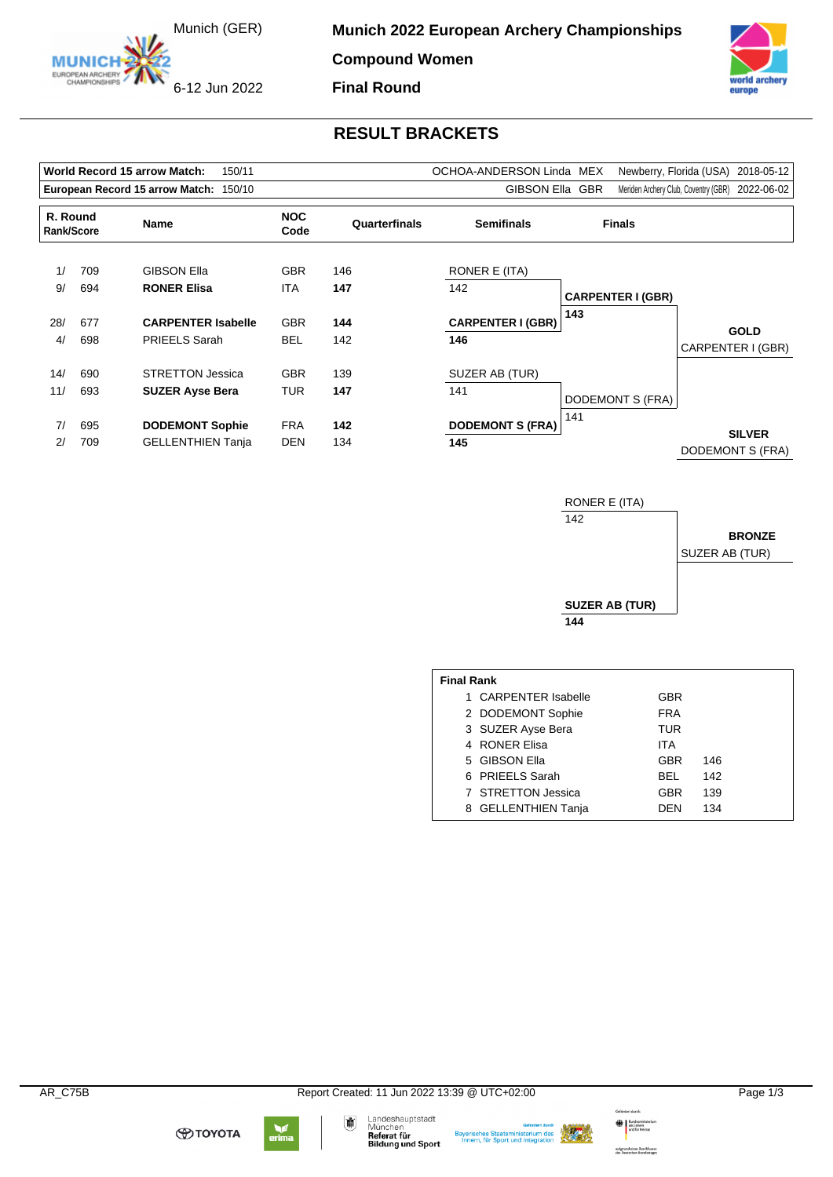# Munich 2022 European Archery Championships

Munich (GER)

6-12 Jun 2022

**Compound Women**

**Final Round**

## RESULT BRACKETS

| | | | | |
|---|---|---|---|---|
| **World Record 15 arrow Match:** 150/11 | OCHOA-ANDERSON Linda | MEX | Newberry, Florida (USA) | 2018-05-12 |
| **European Record 15 arrow Match:** 150/10 | GIBSON Ella | GBR | Meriden Archery Club, Coventry (GBR) | 2022-06-02 |

| R. Round Rank/Score | | Name | NOC Code | Quarterfinals | Semifinals | Finals | |
|---|---|---|---|---|---|---|---|
| 1/ | 709 | GIBSON Ella | GBR | 146 | RONER E (ITA) 142 | | |
| 9/ | 694 | **RONER Elisa** | ITA | **147** | | **CARPENTER I (GBR)** 143 | |
| 28/ | 677 | **CARPENTER Isabelle** | GBR | **144** | **CARPENTER I (GBR)** 146 | | **GOLD** CARPENTER I (GBR) |
| 4/ | 698 | PRIEELS Sarah | BEL | 142 | | | |
| 14/ | 690 | STRETTON Jessica | GBR | 139 | SUZER AB (TUR) 141 | | |
| 11/ | 693 | **SUZER Ayse Bera** | TUR | **147** | | DODEMONT S (FRA) 141 | |
| 7/ | 695 | **DODEMONT Sophie** | FRA | **142** | **DODEMONT S (FRA)** 145 | | **SILVER** DODEMONT S (FRA) |
| 2/ | 709 | GELLENTHIEN Tanja | DEN | 134 | | | |

**Bronze Match**

| Finals | Result |
|---|---|
| RONER E (ITA) 142 | |
| | **BRONZE** SUZER AB (TUR) |
| **SUZER AB (TUR)** 144 | |

**Final Rank**

| Rank | Name | NOC | Score |
|---|---|---|---|
| 1 | CARPENTER Isabelle | GBR | |
| 2 | DODEMONT Sophie | FRA | |
| 3 | SUZER Ayse Bera | TUR | |
| 4 | RONER Elisa | ITA | |
| 5 | GIBSON Ella | GBR | 146 |
| 6 | PRIEELS Sarah | BEL | 142 |
| 7 | STRETTON Jessica | GBR | 139 |
| 8 | GELLENTHIEN Tanja | DEN | 134 |

AR_C75B Report Created: 11 Jun 2022 13:39 @ UTC+02:00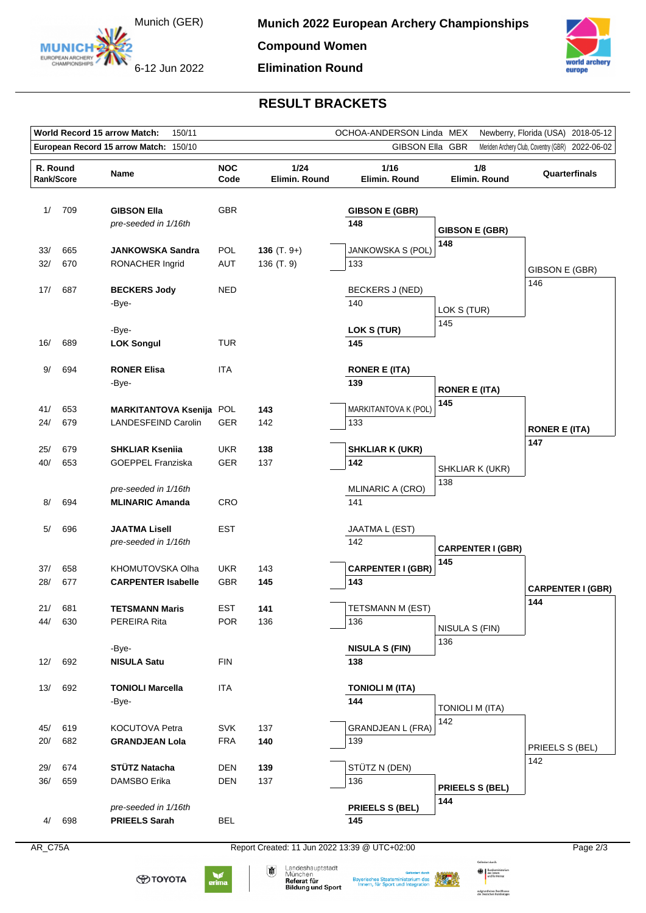# Munich 2022 European Archery Championships

**Compound Women**

**Elimination Round**

Munich (GER) 6-12 Jun 2022

## RESULT BRACKETS

| | | | | |
|---|---|---|---|---|
| **World Record 15 arrow Match:** | 150/11 | OCHOA-ANDERSON Linda MEX | Newberry, Florida (USA) | 2018-05-12 |
| **European Record 15 arrow Match:** | 150/10 | GIBSON Ella GBR | Meriden Archery Club, Coventry (GBR) | 2022-06-02 |

| R. Round Rank/Score | Name | NOC Code | 1/24 Elimin. Round | 1/16 Elimin. Round | 1/8 Elimin. Round | Quarterfinals |
|---|---|---|---|---|---|---|
| 1/ 709 | **GIBSON Ella** | GBR | | **GIBSON E (GBR)** 148 | | |
| | *pre-seeded in 1/16th* | | | | **GIBSON E (GBR)** 148 | |
| 33/ 665 | **JANKOWSKA Sandra** | POL | **136** (T. 9+) | JANKOWSKA S (POL) 133 | | |
| 32/ 670 | RONACHER Ingrid | AUT | 136 (T. 9) | | | GIBSON E (GBR) 146 |
| 17/ 687 | **BECKERS Jody** | NED | | BECKERS J (NED) 140 | | |
| | -Bye- | | | | LOK S (TUR) 145 | |
| | -Bye- | | | | | |
| 16/ 689 | **LOK Songul** | TUR | | **LOK S (TUR)** 145 | | |
| 9/ 694 | **RONER Elisa** | ITA | | **RONER E (ITA)** 139 | | |
| | -Bye- | | | | **RONER E (ITA)** 145 | |
| 41/ 653 | **MARKITANTOVA Ksenija** | POL | **143** | MARKITANTOVA K (POL) 133 | | |
| 24/ 679 | LANDESFEIND Carolin | GER | 142 | | | **RONER E (ITA)** 147 |
| 25/ 679 | **SHKLIAR Kseniia** | UKR | **138** | **SHKLIAR K (UKR)** 142 | | |
| 40/ 653 | GOEPPEL Franziska | GER | 137 | | SHKLIAR K (UKR) 138 | |
| | *pre-seeded in 1/16th* | | | | | |
| 8/ 694 | **MLINARIC Amanda** | CRO | | MLINARIC A (CRO) 141 | | |
| 5/ 696 | **JAATMA Lisell** | EST | | JAATMA L (EST) 142 | | |
| | *pre-seeded in 1/16th* | | | | **CARPENTER I (GBR)** 145 | |
| 37/ 658 | KHOMUTOVSKA Olha | UKR | 143 | **CARPENTER I (GBR)** 143 | | |
| 28/ 677 | **CARPENTER Isabelle** | GBR | **145** | | | **CARPENTER I (GBR)** 144 |
| 21/ 681 | **TETSMANN Maris** | EST | **141** | TETSMANN M (EST) 136 | | |
| 44/ 630 | PEREIRA Rita | POR | 136 | | NISULA S (FIN) 136 | |
| | -Bye- | | | | | |
| 12/ 692 | **NISULA Satu** | FIN | | **NISULA S (FIN)** 138 | | |
| 13/ 692 | **TONIOLI Marcella** | ITA | | **TONIOLI M (ITA)** 144 | | |
| | -Bye- | | | | TONIOLI M (ITA) 142 | |
| 45/ 619 | KOCUTOVA Petra | SVK | 137 | GRANDJEAN L (FRA) 139 | | |
| 20/ 682 | **GRANDJEAN Lola** | FRA | **140** | | | PRIEELS S (BEL) 142 |
| 29/ 674 | **STÜTZ Natacha** | DEN | **139** | STÜTZ N (DEN) 136 | | |
| 36/ 659 | DAMSBO Erika | DEN | 137 | | **PRIEELS S (BEL)** 144 | |
| | *pre-seeded in 1/16th* | | | | | |
| 4/ 698 | **PRIEELS Sarah** | BEL | | **PRIEELS S (BEL)** 145 | | |

AR_C75A

Report Created: 11 Jun 2022 13:39 @ UTC+02:00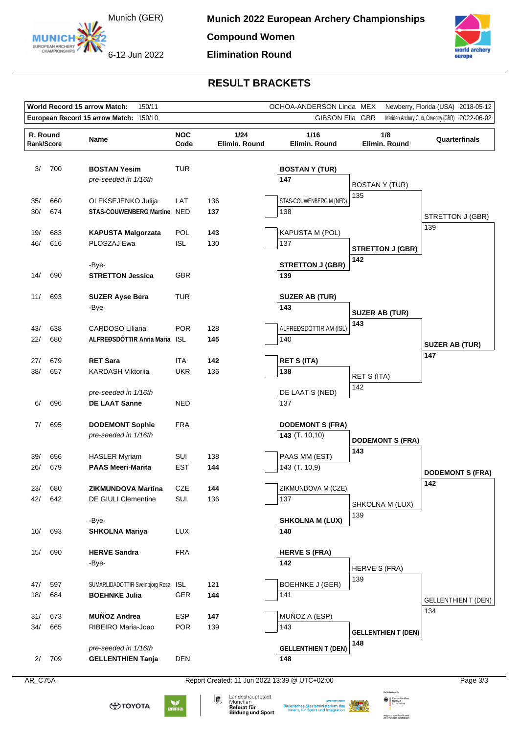# Munich 2022 European Archery Championships

## Compound Women

## Elimination Round

Munich (GER)

6-12 Jun 2022

### RESULT BRACKETS

| | | | |
|---|---|---|---|
| **World Record 15 arrow Match:** 150/11 | OCHOA-ANDERSON Linda MEX | Newberry, Florida (USA) | 2018-05-12 |
| **European Record 15 arrow Match:** 150/10 | GIBSON Ella GBR | Meriden Archery Club, Coventry (GBR) | 2022-06-02 |

| R. Round Rank/Score | | Name | NOC Code | 1/24 Elimin. Round | 1/16 Elimin. Round | 1/8 Elimin. Round | Quarterfinals |
|---|---|---|---|---|---|---|---|
| 3/ | 700 | **BOSTAN Yesim** | TUR | | **BOSTAN Y (TUR)** | | |
| | | *pre-seeded in 1/16th* | | | **147** | BOSTAN Y (TUR) | |
| | | | | | | 135 | |
| 35/ | 660 | OLEKSEJENKO Julija | LAT | 136 | STAS-COUWENBERG M (NED) | | |
| 30/ | 674 | **STAS-COUWENBERG Martine** | NED | **137** | 138 | | STRETTON J (GBR) |
| | | | | | | | 139 |
| 19/ | 683 | **KAPUSTA Malgorzata** | POL | **143** | KAPUSTA M (POL) | | |
| 46/ | 616 | PLOSZAJ Ewa | ISL | 130 | 137 | **STRETTON J (GBR)** | |
| | | | | | | **142** | |
| | | *-Bye-* | | | **STRETTON J (GBR)** | | |
| 14/ | 690 | **STRETTON Jessica** | GBR | | **139** | | |
| 11/ | 693 | **SUZER Ayse Bera** | TUR | | **SUZER AB (TUR)** | | |
| | | -Bye- | | | **143** | **SUZER AB (TUR)** | |
| | | | | | | **143** | |
| 43/ | 638 | CARDOSO Liliana | POR | 128 | ALFREÐSDÓTTIR AM (ISL) | | |
| 22/ | 680 | **ALFREÐSDÓTTIR Anna Maria** | ISL | **145** | 140 | | **SUZER AB (TUR)** |
| | | | | | | | **147** |
| 27/ | 679 | **RET Sara** | ITA | **142** | **RET S (ITA)** | | |
| 38/ | 657 | KARDASH Viktoriia | UKR | 136 | **138** | RET S (ITA) | |
| | | | | | | 142 | |
| | | *pre-seeded in 1/16th* | | | DE LAAT S (NED) | | |
| 6/ | 696 | **DE LAAT Sanne** | NED | | 137 | | |
| 7/ | 695 | **DODEMONT Sophie** | FRA | | **DODEMONT S (FRA)** | | |
| | | *pre-seeded in 1/16th* | | | **143** (T. 10,10) | **DODEMONT S (FRA)** | |
| | | | | | | **143** | |
| 39/ | 656 | HASLER Myriam | SUI | 138 | PAAS MM (EST) | | |
| 26/ | 679 | **PAAS Meeri-Marita** | EST | **144** | 143 (T. 10,9) | | **DODEMONT S (FRA)** |
| | | | | | | | **142** |
| 23/ | 680 | **ZIKMUNDOVA Martina** | CZE | **144** | ZIKMUNDOVA M (CZE) | | |
| 42/ | 642 | DE GIULI Clementine | SUI | 136 | 137 | SHKOLNA M (LUX) | |
| | | | | | | 139 | |
| | | -Bye- | | | **SHKOLNA M (LUX)** | | |
| 10/ | 693 | **SHKOLNA Mariya** | LUX | | **140** | | |
| 15/ | 690 | **HERVE Sandra** | FRA | | **HERVE S (FRA)** | | |
| | | -Bye- | | | **142** | HERVE S (FRA) | |
| | | | | | | 139 | |
| 47/ | 597 | SUMARLIDADOTTIR Sveinbjorg Rosa | ISL | 121 | BOEHNKE J (GER) | | |
| 18/ | 684 | **BOEHNKE Julia** | GER | **144** | 141 | | GELLENTHIEN T (DEN) |
| | | | | | | | 134 |
| 31/ | 673 | **MUÑOZ Andrea** | ESP | **147** | MUÑOZ A (ESP) | | |
| 34/ | 665 | RIBEIRO Maria-Joao | POR | 139 | 143 | **GELLENTHIEN T (DEN)** | |
| | | | | | | **148** | |
| | | *pre-seeded in 1/16th* | | | **GELLENTHIEN T (DEN)** | | |
| 2/ | 709 | **GELLENTHIEN Tanja** | DEN | | **148** | | |

AR_C75A

Report Created: 11 Jun 2022 13:39 @ UTC+02:00